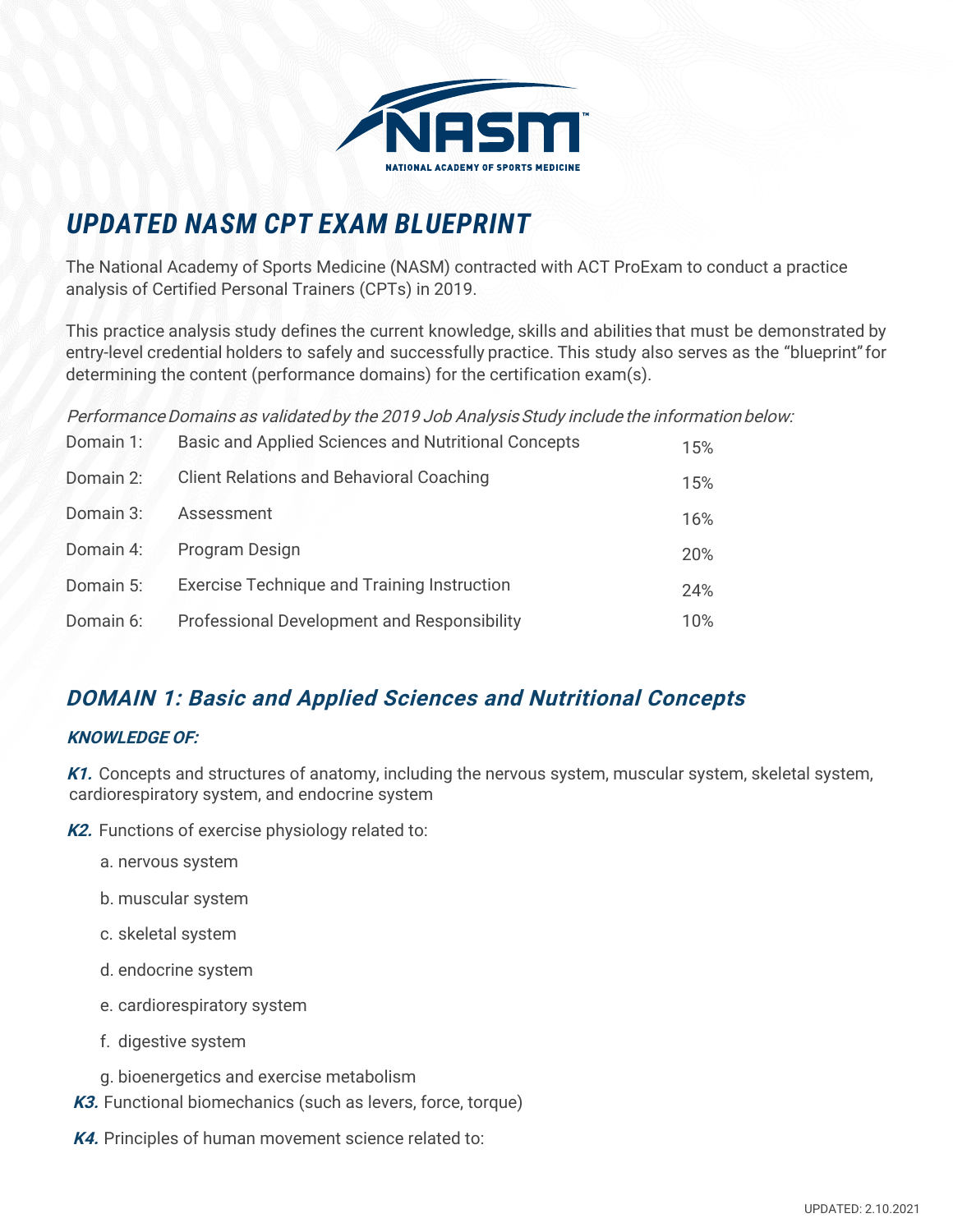# UPDATED NASM CPT EXAM BLUEPRINT

The National Academy of Sports Medicine (NASM) contracted with ACT ProExam to conduct a practice analysis of Certified Personal Trainers (CPTs) in 2019.

This practice analysis study defines the current knowledge, skills and abilities that must be demonstrated by entry-level credential holders to safely and successfully practice. This study also serves as the "blueprint" for determining the content (performance domains) for the certification exam(s).

*Performance Domains as validated by the 2019 Job Analysis Study include the information below:*

| Domain | Title | Weight |
|---|---|---|
| Domain 1: | Basic and Applied Sciences and Nutritional Concepts | 15% |
| Domain 2: | Client Relations and Behavioral Coaching | 15% |
| Domain 3: | Assessment | 16% |
| Domain 4: | Program Design | 20% |
| Domain 5: | Exercise Technique and Training Instruction | 24% |
| Domain 6: | Professional Development and Responsibility | 10% |

## DOMAIN 1: Basic and Applied Sciences and Nutritional Concepts

### KNOWLEDGE OF:

**K1.** Concepts and structures of anatomy, including the nervous system, muscular system, skeletal system, cardiorespiratory system, and endocrine system

**K2.** Functions of exercise physiology related to:

- a. nervous system
- b. muscular system
- c. skeletal system
- d. endocrine system
- e. cardiorespiratory system
- f. digestive system
- g. bioenergetics and exercise metabolism

**K3.** Functional biomechanics (such as levers, force, torque)

**K4.** Principles of human movement science related to: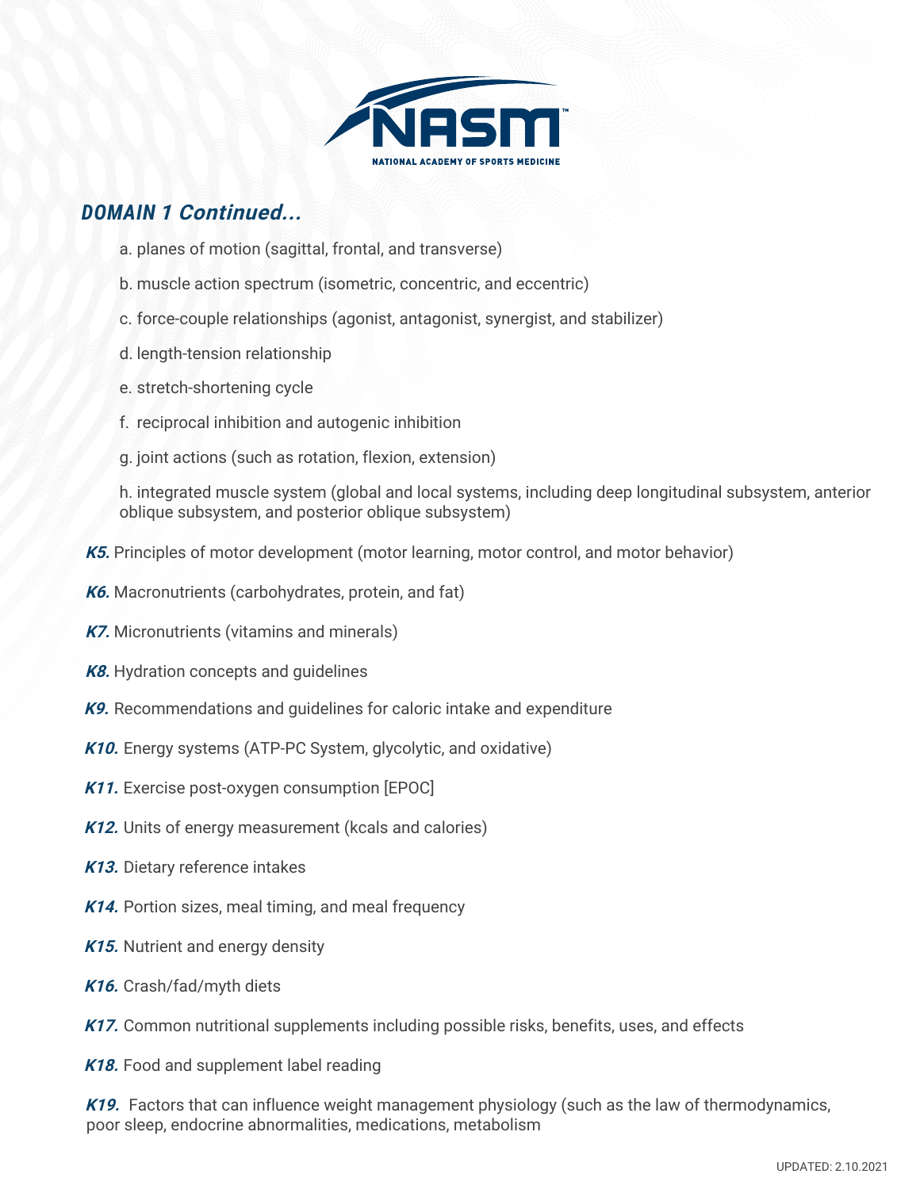## DOMAIN 1 Continued...

a. planes of motion (sagittal, frontal, and transverse)

b. muscle action spectrum (isometric, concentric, and eccentric)

c. force-couple relationships (agonist, antagonist, synergist, and stabilizer)

d. length-tension relationship

e. stretch-shortening cycle

f. reciprocal inhibition and autogenic inhibition

g. joint actions (such as rotation, flexion, extension)

h. integrated muscle system (global and local systems, including deep longitudinal subsystem, anterior oblique subsystem, and posterior oblique subsystem)

***K5.*** Principles of motor development (motor learning, motor control, and motor behavior)

***K6.*** Macronutrients (carbohydrates, protein, and fat)

***K7.*** Micronutrients (vitamins and minerals)

***K8.*** Hydration concepts and guidelines

***K9.*** Recommendations and guidelines for caloric intake and expenditure

***K10.*** Energy systems (ATP-PC System, glycolytic, and oxidative)

***K11.*** Exercise post-oxygen consumption [EPOC]

***K12.*** Units of energy measurement (kcals and calories)

***K13.*** Dietary reference intakes

***K14.*** Portion sizes, meal timing, and meal frequency

***K15.*** Nutrient and energy density

***K16.*** Crash/fad/myth diets

***K17.*** Common nutritional supplements including possible risks, benefits, uses, and effects

***K18.*** Food and supplement label reading

***K19.*** Factors that can influence weight management physiology (such as the law of thermodynamics, poor sleep, endocrine abnormalities, medications, metabolism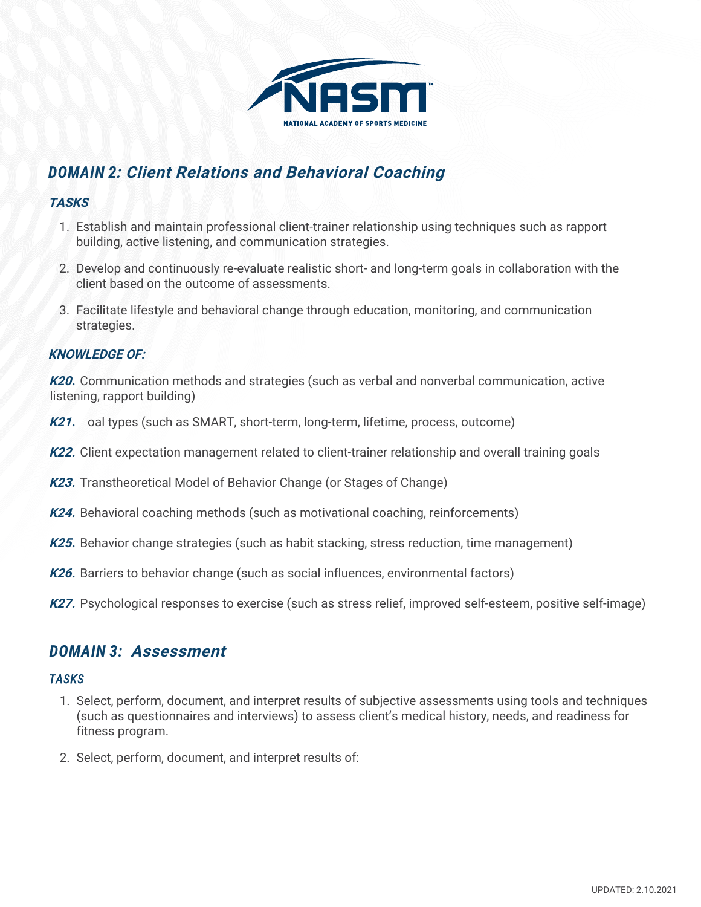## DOMAIN 2: Client Relations and Behavioral Coaching

### TASKS

1. Establish and maintain professional client-trainer relationship using techniques such as rapport building, active listening, and communication strategies.
2. Develop and continuously re-evaluate realistic short- and long-term goals in collaboration with the client based on the outcome of assessments.
3. Facilitate lifestyle and behavioral change through education, monitoring, and communication strategies.

### KNOWLEDGE OF:

***K20.*** Communication methods and strategies (such as verbal and nonverbal communication, active listening, rapport building)

***K21.*** oal types (such as SMART, short-term, long-term, lifetime, process, outcome)

***K22.*** Client expectation management related to client-trainer relationship and overall training goals

***K23.*** Transtheoretical Model of Behavior Change (or Stages of Change)

***K24.*** Behavioral coaching methods (such as motivational coaching, reinforcements)

***K25.*** Behavior change strategies (such as habit stacking, stress reduction, time management)

***K26.*** Barriers to behavior change (such as social influences, environmental factors)

***K27.*** Psychological responses to exercise (such as stress relief, improved self-esteem, positive self-image)

## DOMAIN 3: Assessment

### TASKS

1. Select, perform, document, and interpret results of subjective assessments using tools and techniques (such as questionnaires and interviews) to assess client's medical history, needs, and readiness for fitness program.
2. Select, perform, document, and interpret results of: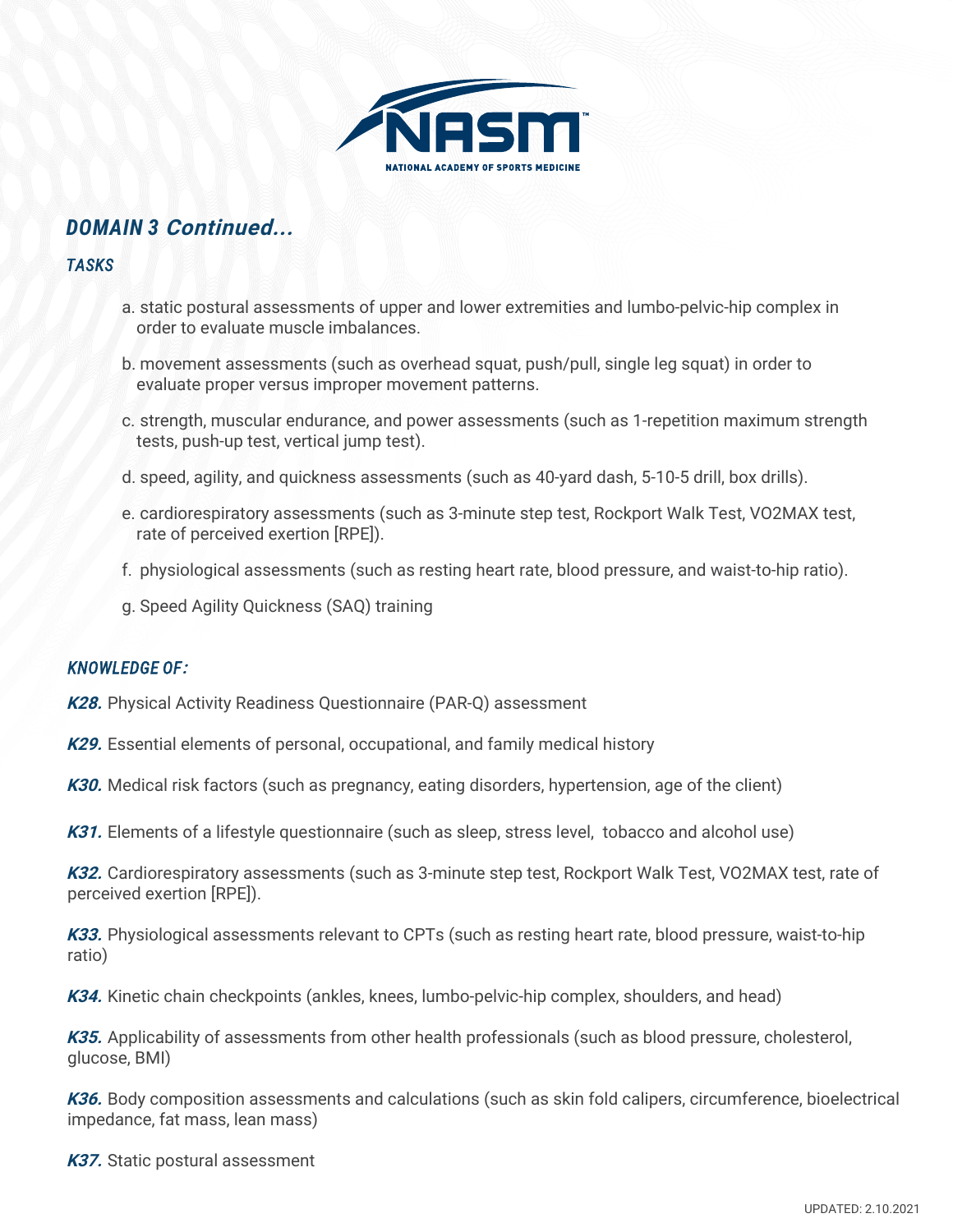## *DOMAIN 3 Continued...*

### *TASKS*

a. static postural assessments of upper and lower extremities and lumbo-pelvic-hip complex in order to evaluate muscle imbalances.

b. movement assessments (such as overhead squat, push/pull, single leg squat) in order to evaluate proper versus improper movement patterns.

c. strength, muscular endurance, and power assessments (such as 1-repetition maximum strength tests, push-up test, vertical jump test).

d. speed, agility, and quickness assessments (such as 40-yard dash, 5-10-5 drill, box drills).

e. cardiorespiratory assessments (such as 3-minute step test, Rockport Walk Test, VO2MAX test, rate of perceived exertion [RPE]).

f. physiological assessments (such as resting heart rate, blood pressure, and waist-to-hip ratio).

g. Speed Agility Quickness (SAQ) training

### *KNOWLEDGE OF:*

***K28.*** Physical Activity Readiness Questionnaire (PAR-Q) assessment

***K29.*** Essential elements of personal, occupational, and family medical history

***K30.*** Medical risk factors (such as pregnancy, eating disorders, hypertension, age of the client)

***K31.*** Elements of a lifestyle questionnaire (such as sleep, stress level, tobacco and alcohol use)

***K32.*** Cardiorespiratory assessments (such as 3-minute step test, Rockport Walk Test, VO2MAX test, rate of perceived exertion [RPE]).

***K33.*** Physiological assessments relevant to CPTs (such as resting heart rate, blood pressure, waist-to-hip ratio)

***K34.*** Kinetic chain checkpoints (ankles, knees, lumbo-pelvic-hip complex, shoulders, and head)

***K35.*** Applicability of assessments from other health professionals (such as blood pressure, cholesterol, glucose, BMI)

***K36.*** Body composition assessments and calculations (such as skin fold calipers, circumference, bioelectrical impedance, fat mass, lean mass)

***K37.*** Static postural assessment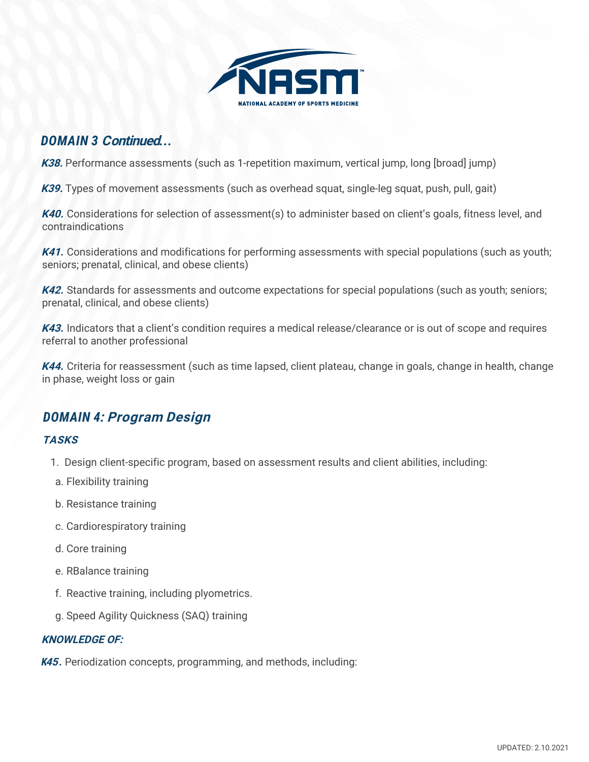## *DOMAIN 3 Continued...*

***K38.*** Performance assessments (such as 1-repetition maximum, vertical jump, long [broad] jump)

***K39.*** Types of movement assessments (such as overhead squat, single-leg squat, push, pull, gait)

***K40.*** Considerations for selection of assessment(s) to administer based on client's goals, fitness level, and contraindications

***K41.*** Considerations and modifications for performing assessments with special populations (such as youth; seniors; prenatal, clinical, and obese clients)

***K42.*** Standards for assessments and outcome expectations for special populations (such as youth; seniors; prenatal, clinical, and obese clients)

***K43.*** Indicators that a client's condition requires a medical release/clearance or is out of scope and requires referral to another professional

***K44.*** Criteria for reassessment (such as time lapsed, client plateau, change in goals, change in health, change in phase, weight loss or gain

## *DOMAIN 4: Program Design*

### *TASKS*

1. Design client-specific program, based on assessment results and client abilities, including:

   a. Flexibility training

   b. Resistance training

   c. Cardiorespiratory training

   d. Core training

   e. RBalance training

   f. Reactive training, including plyometrics.

   g. Speed Agility Quickness (SAQ) training

### *KNOWLEDGE OF:*

***K45.*** Periodization concepts, programming, and methods, including: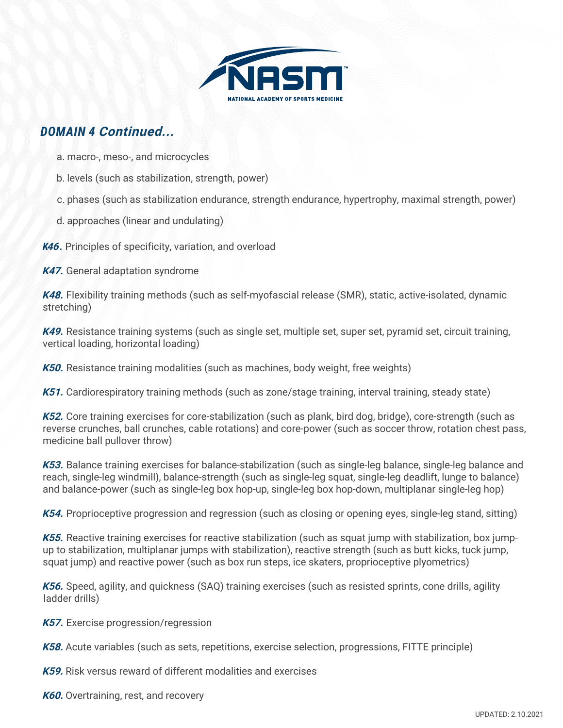## *DOMAIN 4 Continued...*

a. macro-, meso-, and microcycles

b. levels (such as stabilization, strength, power)

c. phases (such as stabilization endurance, strength endurance, hypertrophy, maximal strength, power)

d. approaches (linear and undulating)

***K46.*** Principles of specificity, variation, and overload

***K47.*** General adaptation syndrome

***K48.*** Flexibility training methods (such as self-myofascial release (SMR), static, active-isolated, dynamic stretching)

***K49.*** Resistance training systems (such as single set, multiple set, super set, pyramid set, circuit training, vertical loading, horizontal loading)

***K50.*** Resistance training modalities (such as machines, body weight, free weights)

***K51.*** Cardiorespiratory training methods (such as zone/stage training, interval training, steady state)

***K52.*** Core training exercises for core-stabilization (such as plank, bird dog, bridge), core-strength (such as reverse crunches, ball crunches, cable rotations) and core-power (such as soccer throw, rotation chest pass, medicine ball pullover throw)

***K53.*** Balance training exercises for balance-stabilization (such as single-leg balance, single-leg balance and reach, single-leg windmill), balance-strength (such as single-leg squat, single-leg deadlift, lunge to balance) and balance-power (such as single-leg box hop-up, single-leg box hop-down, multiplanar single-leg hop)

***K54.*** Proprioceptive progression and regression (such as closing or opening eyes, single-leg stand, sitting)

***K55.*** Reactive training exercises for reactive stabilization (such as squat jump with stabilization, box jump-up to stabilization, multiplanar jumps with stabilization), reactive strength (such as butt kicks, tuck jump, squat jump) and reactive power (such as box run steps, ice skaters, proprioceptive plyometrics)

***K56.*** Speed, agility, and quickness (SAQ) training exercises (such as resisted sprints, cone drills, agility ladder drills)

***K57.*** Exercise progression/regression

***K58.*** Acute variables (such as sets, repetitions, exercise selection, progressions, FITTE principle)

***K59.*** Risk versus reward of different modalities and exercises

***K60.*** Overtraining, rest, and recovery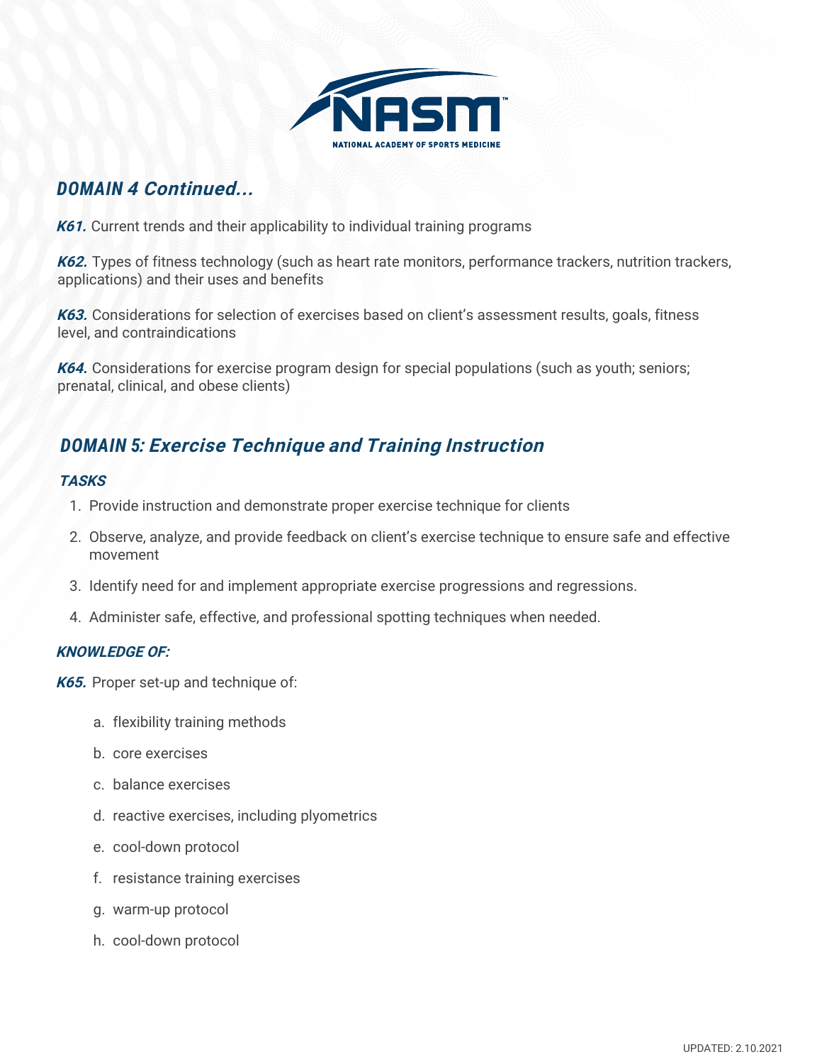## *DOMAIN 4 Continued...*

***K61.*** Current trends and their applicability to individual training programs

***K62.*** Types of fitness technology (such as heart rate monitors, performance trackers, nutrition trackers, applications) and their uses and benefits

***K63.*** Considerations for selection of exercises based on client's assessment results, goals, fitness level, and contraindications

***K64.*** Considerations for exercise program design for special populations (such as youth; seniors; prenatal, clinical, and obese clients)

## *DOMAIN 5: Exercise Technique and Training Instruction*

### *TASKS*

1. Provide instruction and demonstrate proper exercise technique for clients
2. Observe, analyze, and provide feedback on client's exercise technique to ensure safe and effective movement
3. Identify need for and implement appropriate exercise progressions and regressions.
4. Administer safe, effective, and professional spotting techniques when needed.

### *KNOWLEDGE OF:*

***K65.*** Proper set-up and technique of:

a. flexibility training methods
b. core exercises
c. balance exercises
d. reactive exercises, including plyometrics
e. cool-down protocol
f. resistance training exercises
g. warm-up protocol
h. cool-down protocol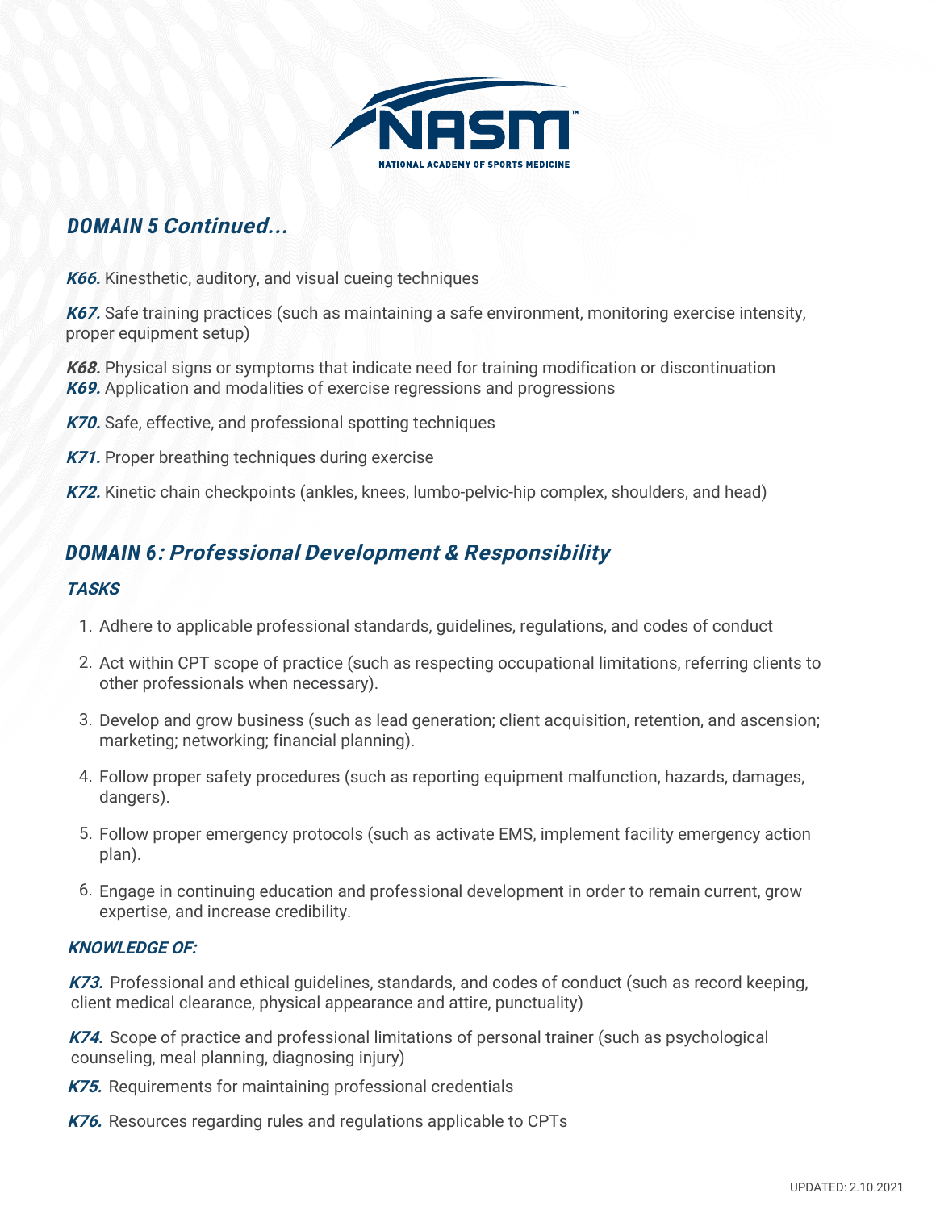## DOMAIN 5 Continued...

***K66.*** Kinesthetic, auditory, and visual cueing techniques

***K67.*** Safe training practices (such as maintaining a safe environment, monitoring exercise intensity, proper equipment setup)

***K68.*** Physical signs or symptoms that indicate need for training modification or discontinuation

***K69.*** Application and modalities of exercise regressions and progressions

***K70.*** Safe, effective, and professional spotting techniques

***K71.*** Proper breathing techniques during exercise

***K72.*** Kinetic chain checkpoints (ankles, knees, lumbo-pelvic-hip complex, shoulders, and head)

## DOMAIN 6: Professional Development & Responsibility

### TASKS

1. Adhere to applicable professional standards, guidelines, regulations, and codes of conduct
2. Act within CPT scope of practice (such as respecting occupational limitations, referring clients to other professionals when necessary).
3. Develop and grow business (such as lead generation; client acquisition, retention, and ascension; marketing; networking; financial planning).
4. Follow proper safety procedures (such as reporting equipment malfunction, hazards, damages, dangers).
5. Follow proper emergency protocols (such as activate EMS, implement facility emergency action plan).
6. Engage in continuing education and professional development in order to remain current, grow expertise, and increase credibility.

### KNOWLEDGE OF:

***K73.*** Professional and ethical guidelines, standards, and codes of conduct (such as record keeping, client medical clearance, physical appearance and attire, punctuality)

***K74.*** Scope of practice and professional limitations of personal trainer (such as psychological counseling, meal planning, diagnosing injury)

***K75.*** Requirements for maintaining professional credentials

***K76.*** Resources regarding rules and regulations applicable to CPTs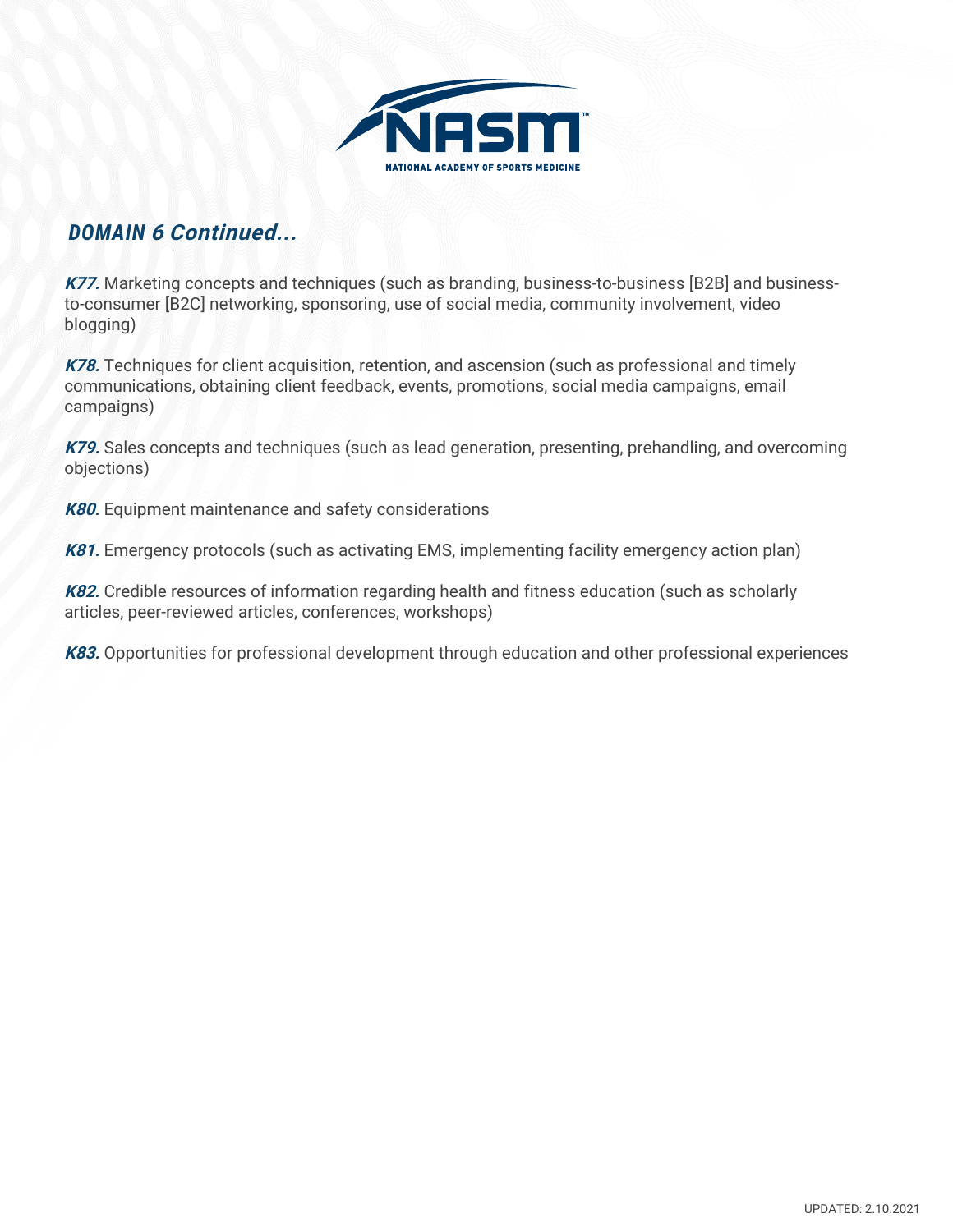## *DOMAIN 6 Continued...*

***K77.*** Marketing concepts and techniques (such as branding, business-to-business [B2B] and business-to-consumer [B2C] networking, sponsoring, use of social media, community involvement, video blogging)

***K78.*** Techniques for client acquisition, retention, and ascension (such as professional and timely communications, obtaining client feedback, events, promotions, social media campaigns, email campaigns)

***K79.*** Sales concepts and techniques (such as lead generation, presenting, prehandling, and overcoming objections)

***K80.*** Equipment maintenance and safety considerations

***K81.*** Emergency protocols (such as activating EMS, implementing facility emergency action plan)

***K82.*** Credible resources of information regarding health and fitness education (such as scholarly articles, peer-reviewed articles, conferences, workshops)

***K83.*** Opportunities for professional development through education and other professional experiences

UPDATED: 2.10.2021